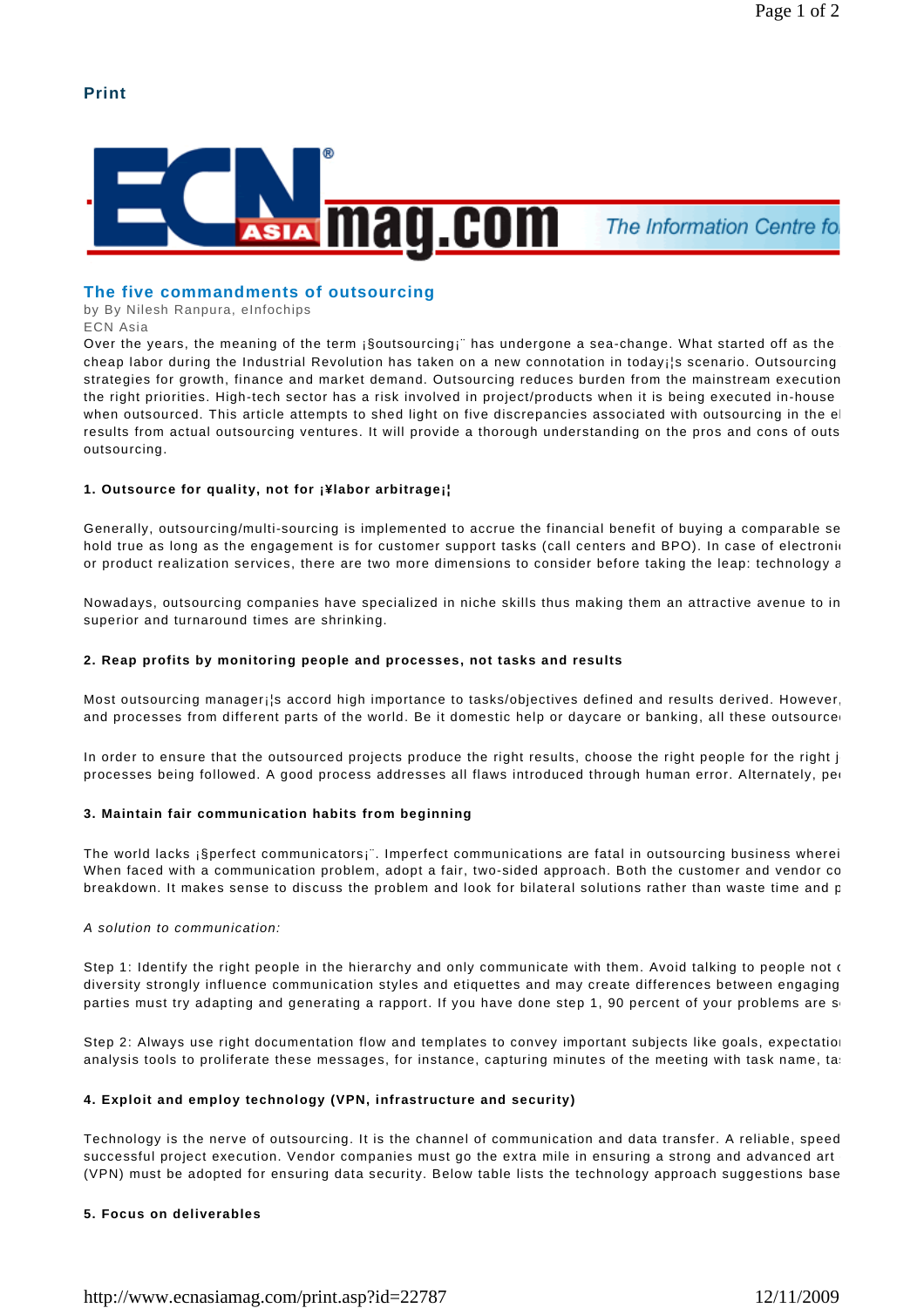Print

The Information Centre fo

## The five commandments of outsourcing

by By Nilesh Ranpura, eInfochips
ECN Asia

Over the years, the meaning of the term ¡§outsourcing¡¨ has undergone a sea-change. What started off as the cheap labor during the Industrial Revolution has taken on a new connotation in today¡¦s scenario. Outsourcing strategies for growth, finance and market demand. Outsourcing reduces burden from the mainstream execution the right priorities. High-tech sector has a risk involved in project/products when it is being executed in-house when outsourced. This article attempts to shed light on five discrepancies associated with outsourcing in the el results from actual outsourcing ventures. It will provide a thorough understanding on the pros and cons of outs outsourcing.

**1. Outsource for quality, not for ¡¥labor arbitrage¡¦**

Generally, outsourcing/multi-sourcing is implemented to accrue the financial benefit of buying a comparable se hold true as long as the engagement is for customer support tasks (call centers and BPO). In case of electroni or product realization services, there are two more dimensions to consider before taking the leap: technology a

Nowadays, outsourcing companies have specialized in niche skills thus making them an attractive avenue to in superior and turnaround times are shrinking.

**2. Reap profits by monitoring people and processes, not tasks and results**

Most outsourcing manager¡¦s accord high importance to tasks/objectives defined and results derived. However, and processes from different parts of the world. Be it domestic help or daycare or banking, all these outsource

In order to ensure that the outsourced projects produce the right results, choose the right people for the right j processes being followed. A good process addresses all flaws introduced through human error. Alternately, pe

**3. Maintain fair communication habits from beginning**

The world lacks ¡§perfect communicators¡¨. Imperfect communications are fatal in outsourcing business wherei When faced with a communication problem, adopt a fair, two-sided approach. Both the customer and vendor co breakdown. It makes sense to discuss the problem and look for bilateral solutions rather than waste time and p

*A solution to communication:*

Step 1: Identify the right people in the hierarchy and only communicate with them. Avoid talking to people not c diversity strongly influence communication styles and etiquettes and may create differences between engaging parties must try adapting and generating a rapport. If you have done step 1, 90 percent of your problems are s

Step 2: Always use right documentation flow and templates to convey important subjects like goals, expectatio analysis tools to proliferate these messages, for instance, capturing minutes of the meeting with task name, ta

**4. Exploit and employ technology (VPN, infrastructure and security)**

Technology is the nerve of outsourcing. It is the channel of communication and data transfer. A reliable, speed successful project execution. Vendor companies must go the extra mile in ensuring a strong and advanced art (VPN) must be adopted for ensuring data security. Below table lists the technology approach suggestions base

**5. Focus on deliverables**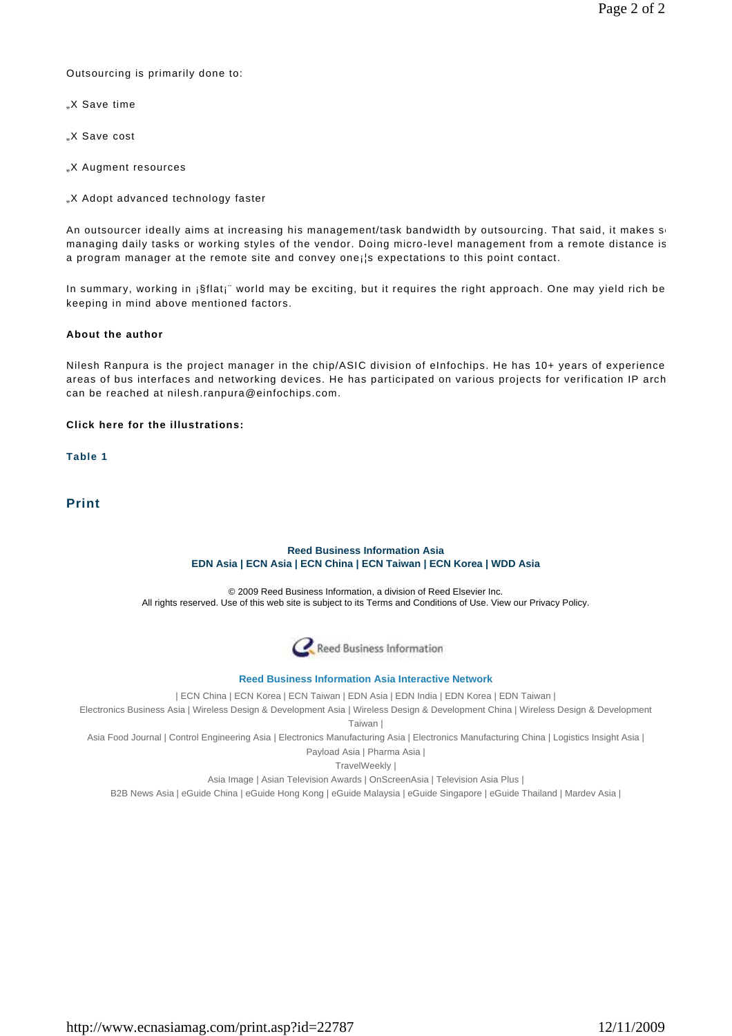Outsourcing is primarily done to:

„X Save time

„X Save cost

„X Augment resources

„X Adopt advanced technology faster

An outsourcer ideally aims at increasing his management/task bandwidth by outsourcing. That said, it makes s managing daily tasks or working styles of the vendor. Doing micro-level management from a remote distance is a program manager at the remote site and convey one¡¦s expectations to this point contact.

In summary, working in ¡§flat¡¨ world may be exciting, but it requires the right approach. One may yield rich be keeping in mind above mentioned factors.

**About the author**

Nilesh Ranpura is the project manager in the chip/ASIC division of eInfochips. He has 10+ years of experience areas of bus interfaces and networking devices. He has participated on various projects for verification IP arch can be reached at nilesh.ranpura@einfochips.com.

**Click here for the illustrations:**

**Table 1**

**Print**

**Reed Business Information Asia**
**EDN Asia | ECN Asia | ECN China | ECN Taiwan | ECN Korea | WDD Asia**

© 2009 Reed Business Information, a division of Reed Elsevier Inc.
All rights reserved. Use of this web site is subject to its Terms and Conditions of Use. View our Privacy Policy.

Reed Business Information

**Reed Business Information Asia Interactive Network**

| ECN China | ECN Korea | ECN Taiwan | EDN Asia | EDN India | EDN Korea | EDN Taiwan |
Electronics Business Asia | Wireless Design & Development Asia | Wireless Design & Development China | Wireless Design & Development Taiwan |
Asia Food Journal | Control Engineering Asia | Electronics Manufacturing Asia | Electronics Manufacturing China | Logistics Insight Asia | Payload Asia | Pharma Asia |
TravelWeekly |
Asia Image | Asian Television Awards | OnScreenAsia | Television Asia Plus |
B2B News Asia | eGuide China | eGuide Hong Kong | eGuide Malaysia | eGuide Singapore | eGuide Thailand | Mardev Asia |